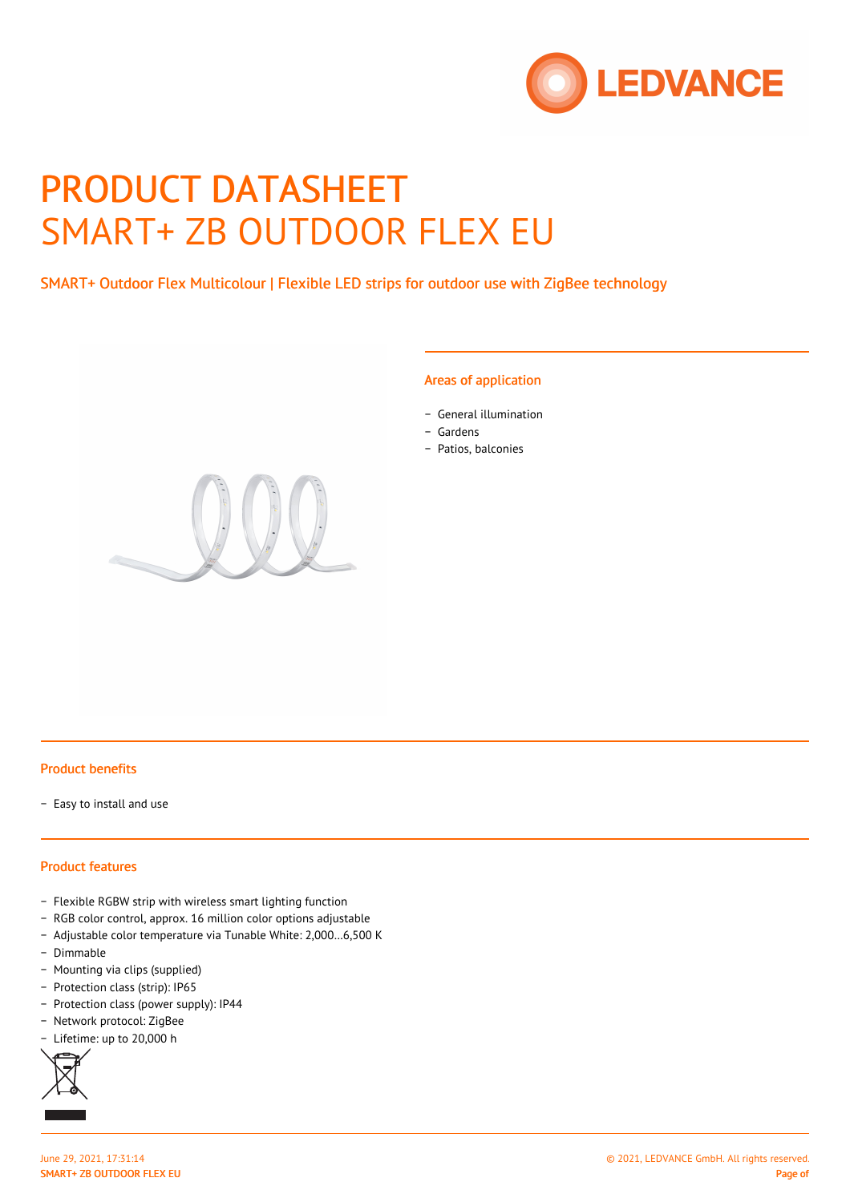# PRODUCT DATASHEET
# SMART+ ZB OUTDOOR FLEX EU

SMART+ Outdoor Flex Multicolour | Flexible LED strips for outdoor use with ZigBee technology

## Areas of application

- General illumination
- Gardens
- Patios, balconies

## Product benefits

- Easy to install and use

## Product features

- Flexible RGBW strip with wireless smart lighting function
- RGB color control, approx. 16 million color options adjustable
- Adjustable color temperature via Tunable White: 2,000…6,500 K
- Dimmable
- Mounting via clips (supplied)
- Protection class (strip): IP65
- Protection class (power supply): IP44
- Network protocol: ZigBee
- Lifetime: up to 20,000 h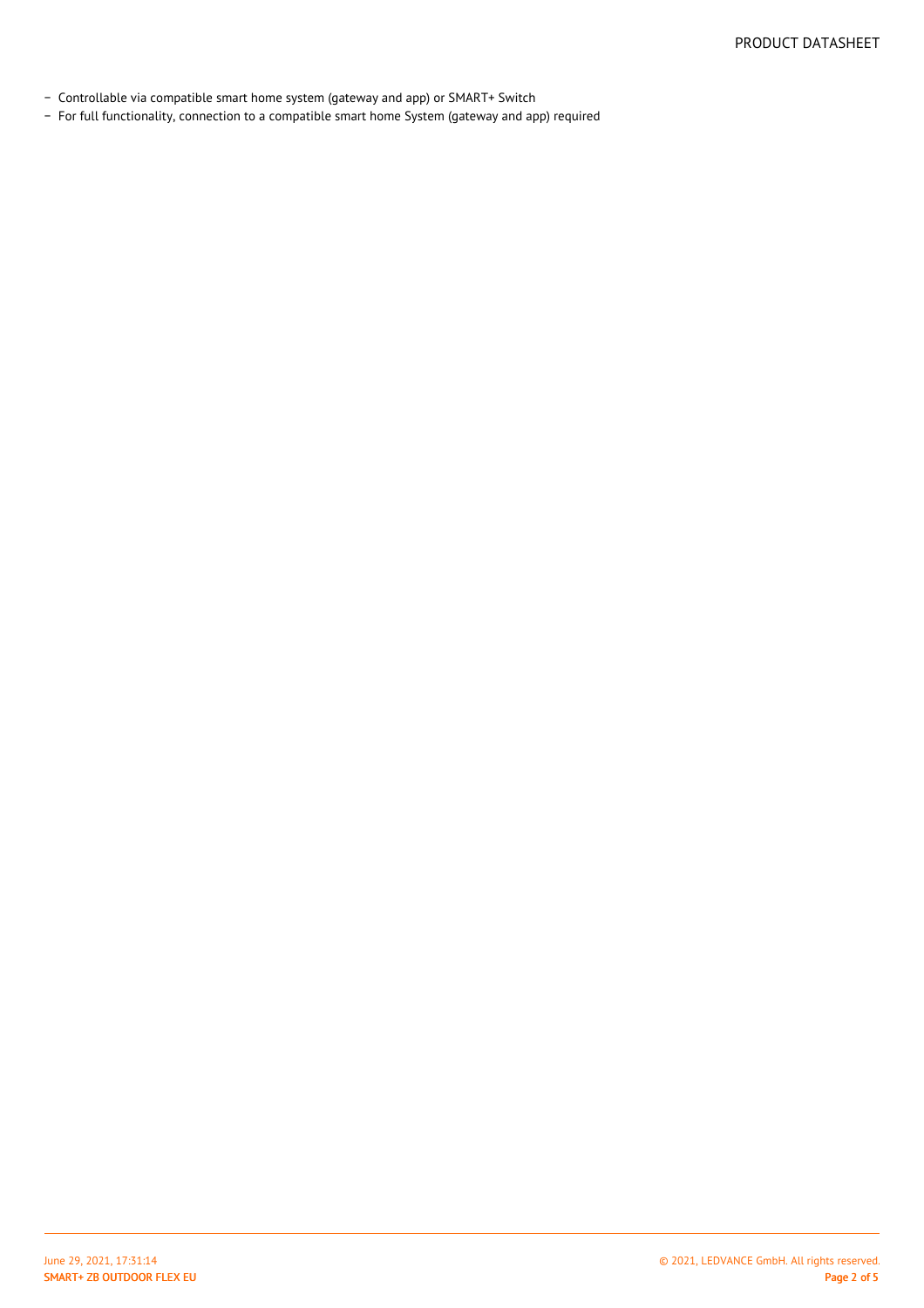- Controllable via compatible smart home system (gateway and app) or SMART+ Switch
- For full functionality, connection to a compatible smart home System (gateway and app) required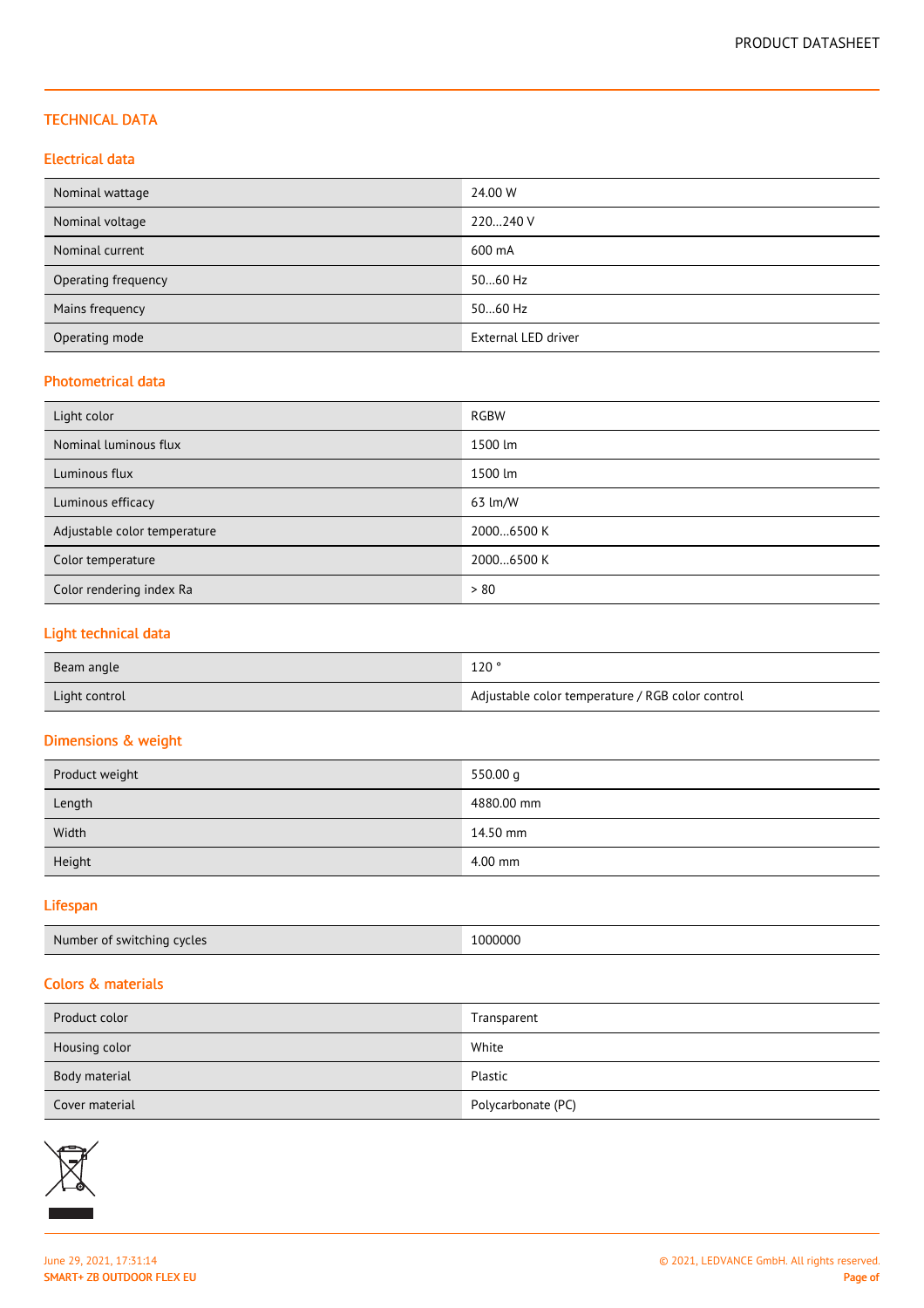## TECHNICAL DATA

### Electrical data

| | |
|---|---|
| Nominal wattage | 24.00 W |
| Nominal voltage | 220…240 V |
| Nominal current | 600 mA |
| Operating frequency | 50…60 Hz |
| Mains frequency | 50…60 Hz |
| Operating mode | External LED driver |

### Photometrical data

| | |
|---|---|
| Light color | RGBW |
| Nominal luminous flux | 1500 lm |
| Luminous flux | 1500 lm |
| Luminous efficacy | 63 lm/W |
| Adjustable color temperature | 2000…6500 K |
| Color temperature | 2000…6500 K |
| Color rendering index Ra | > 80 |

### Light technical data

| | |
|---|---|
| Beam angle | 120 ° |
| Light control | Adjustable color temperature / RGB color control |

### Dimensions & weight

| | |
|---|---|
| Product weight | 550.00 g |
| Length | 4880.00 mm |
| Width | 14.50 mm |
| Height | 4.00 mm |

### Lifespan

| | |
|---|---|
| Number of switching cycles | 1000000 |

### Colors & materials

| | |
|---|---|
| Product color | Transparent |
| Housing color | White |
| Body material | Plastic |
| Cover material | Polycarbonate (PC) |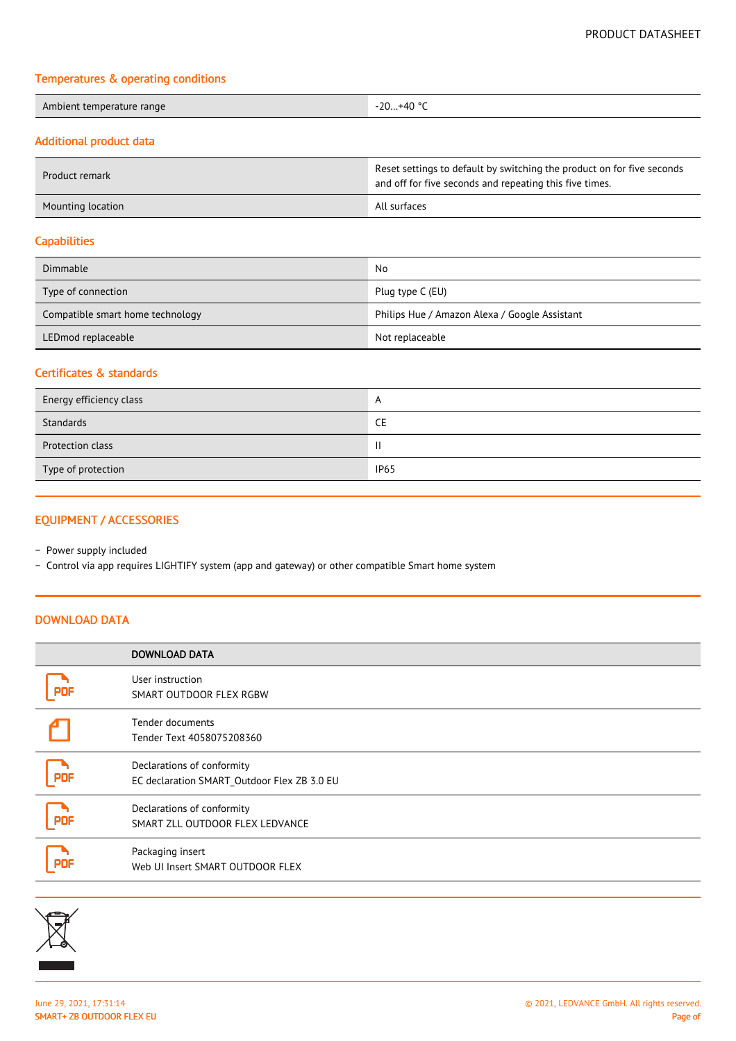### Temperatures & operating conditions

| | |
|---|---|
| Ambient temperature range | -20…+40 °C |

### Additional product data

| | |
|---|---|
| Product remark | Reset settings to default by switching the product on for five seconds and off for five seconds and repeating this five times. |
| Mounting location | All surfaces |

### Capabilities

| | |
|---|---|
| Dimmable | No |
| Type of connection | Plug type C (EU) |
| Compatible smart home technology | Philips Hue / Amazon Alexa / Google Assistant |
| LEDmod replaceable | Not replaceable |

### Certificates & standards

| | |
|---|---|
| Energy efficiency class | A |
| Standards | CE |
| Protection class | II |
| Type of protection | IP65 |

## EQUIPMENT / ACCESSORIES

- Power supply included
- Control via app requires LIGHTIFY system (app and gateway) or other compatible Smart home system

## DOWNLOAD DATA

| | DOWNLOAD DATA |
|---|---|
| PDF | User instruction<br>SMART OUTDOOR FLEX RGBW |
| | Tender documents<br>Tender Text 4058075208360 |
| PDF | Declarations of conformity<br>EC declaration SMART_Outdoor Flex ZB 3.0 EU |
| PDF | Declarations of conformity<br>SMART ZLL OUTDOOR FLEX LEDVANCE |
| PDF | Packaging insert<br>Web UI Insert SMART OUTDOOR FLEX |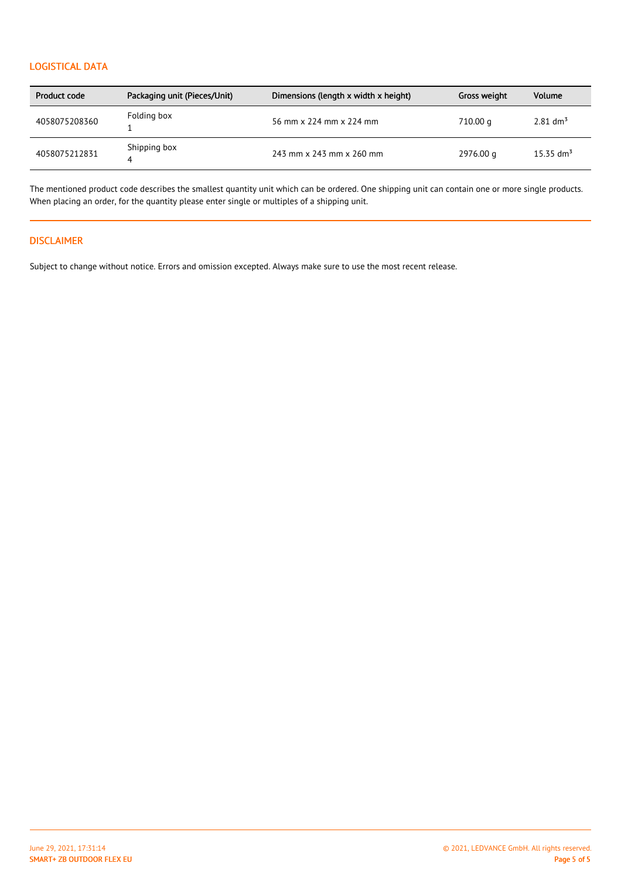## LOGISTICAL DATA

| Product code | Packaging unit (Pieces/Unit) | Dimensions (length x width x height) | Gross weight | Volume |
|---|---|---|---|---|
| 4058075208360 | Folding box 1 | 56 mm x 224 mm x 224 mm | 710.00 g | 2.81 $dm^3$ |
| 4058075212831 | Shipping box 4 | 243 mm x 243 mm x 260 mm | 2976.00 g | 15.35 $dm^3$ |

The mentioned product code describes the smallest quantity unit which can be ordered. One shipping unit can contain one or more single products. When placing an order, for the quantity please enter single or multiples of a shipping unit.

## DISCLAIMER

Subject to change without notice. Errors and omission excepted. Always make sure to use the most recent release.